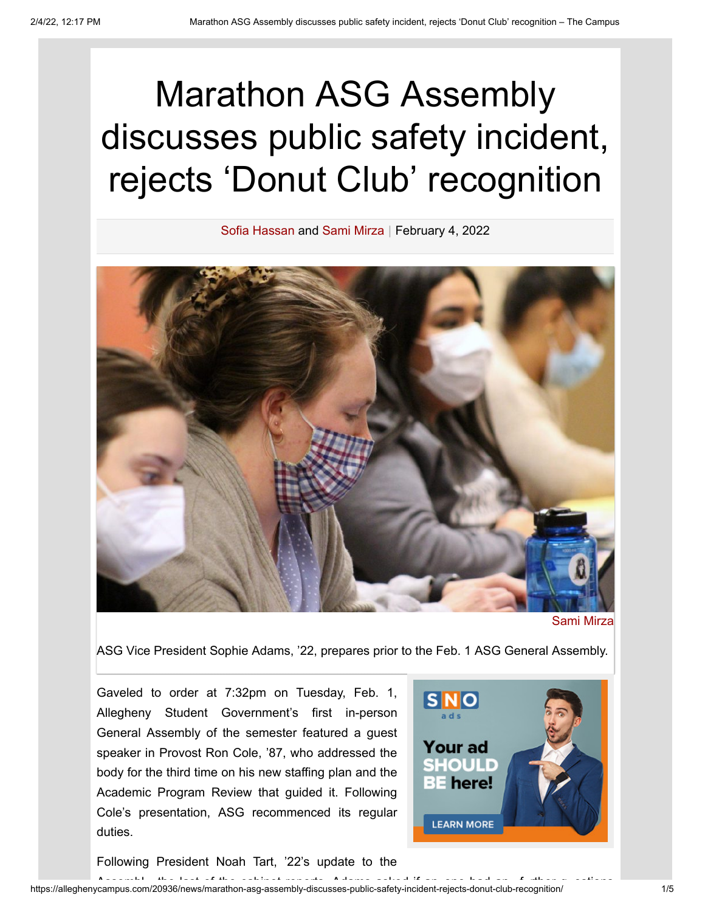# Marathon ASG Assembly discusses public safety incident, rejects 'Donut Club' recognition

Sofia Hassan and Sami Mirza | February 4, 2022

Sami Mirza

ASG Vice President Sophie Adams, '22, prepares prior to the Feb. 1 ASG General Assembly.

Gaveled to order at 7:32pm on Tuesday, Feb. 1, Allegheny Student Government's first in-person General Assembly of the semester featured a guest speaker in Provost Ron Cole, '87, who addressed the body for the third time on his new staffing plan and the Academic Program Review that guided it. Following Cole's presentation, ASG recommenced its regular duties.

Following President Noah Tart, '22's update to the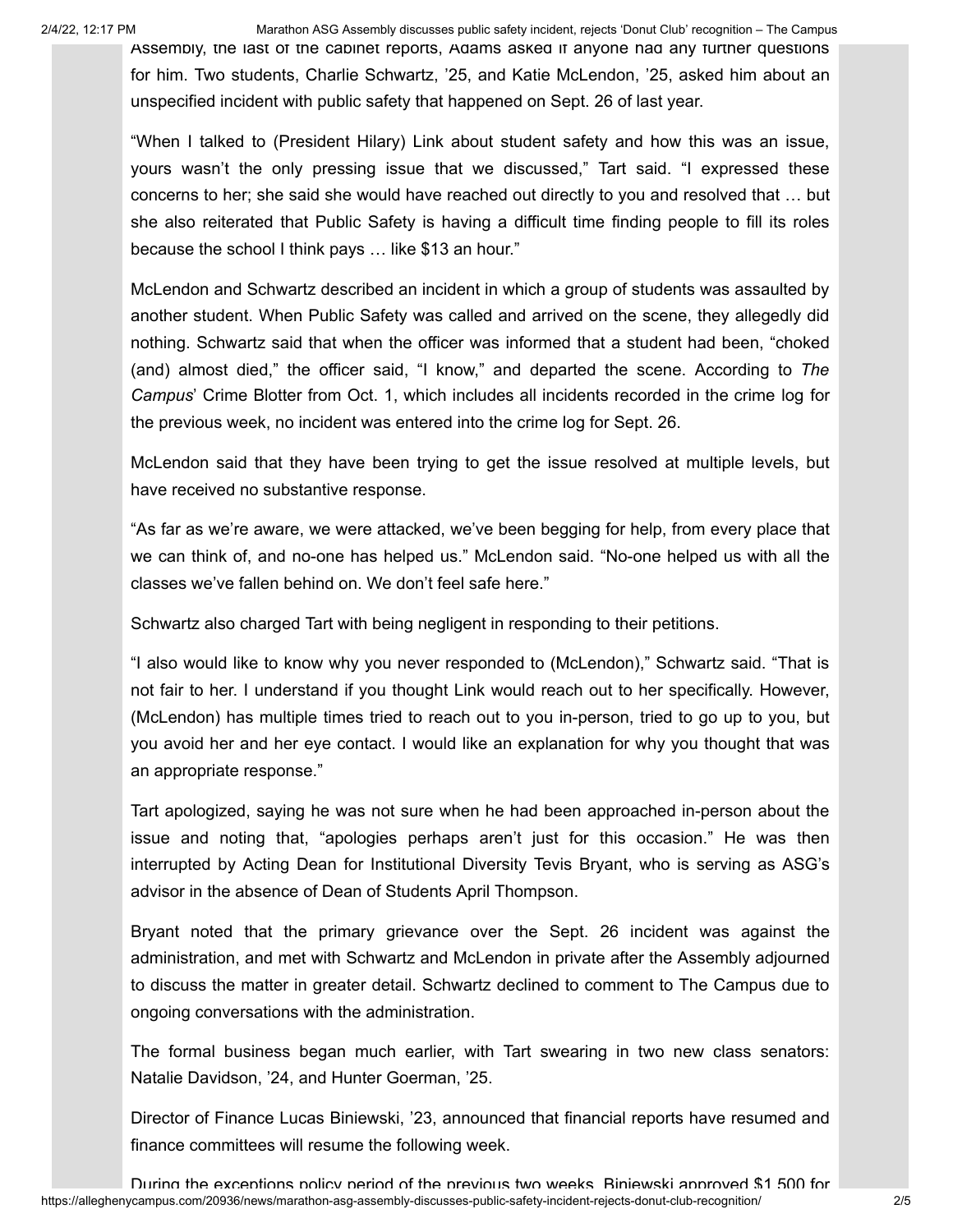Assembly, the last of the cabinet reports, Adams asked if anyone had any further questions for him. Two students, Charlie Schwartz, '25, and Katie McLendon, '25, asked him about an unspecified incident with public safety that happened on Sept. 26 of last year.

"When I talked to (President Hilary) Link about student safety and how this was an issue, yours wasn't the only pressing issue that we discussed," Tart said. "I expressed these concerns to her; she said she would have reached out directly to you and resolved that … but she also reiterated that Public Safety is having a difficult time finding people to fill its roles because the school I think pays … like $13 an hour."

McLendon and Schwartz described an incident in which a group of students was assaulted by another student. When Public Safety was called and arrived on the scene, they allegedly did nothing. Schwartz said that when the officer was informed that a student had been, "choked (and) almost died," the officer said, "I know," and departed the scene. According to *The Campus*' Crime Blotter from Oct. 1, which includes all incidents recorded in the crime log for the previous week, no incident was entered into the crime log for Sept. 26.

McLendon said that they have been trying to get the issue resolved at multiple levels, but have received no substantive response.

"As far as we're aware, we were attacked, we've been begging for help, from every place that we can think of, and no-one has helped us." McLendon said. "No-one helped us with all the classes we've fallen behind on. We don't feel safe here."

Schwartz also charged Tart with being negligent in responding to their petitions.

"I also would like to know why you never responded to (McLendon)," Schwartz said. "That is not fair to her. I understand if you thought Link would reach out to her specifically. However, (McLendon) has multiple times tried to reach out to you in-person, tried to go up to you, but you avoid her and her eye contact. I would like an explanation for why you thought that was an appropriate response."

Tart apologized, saying he was not sure when he had been approached in-person about the issue and noting that, "apologies perhaps aren't just for this occasion." He was then interrupted by Acting Dean for Institutional Diversity Tevis Bryant, who is serving as ASG's advisor in the absence of Dean of Students April Thompson.

Bryant noted that the primary grievance over the Sept. 26 incident was against the administration, and met with Schwartz and McLendon in private after the Assembly adjourned to discuss the matter in greater detail. Schwartz declined to comment to The Campus due to ongoing conversations with the administration.

The formal business began much earlier, with Tart swearing in two new class senators: Natalie Davidson, '24, and Hunter Goerman, '25.

Director of Finance Lucas Biniewski, '23, announced that financial reports have resumed and finance committees will resume the following week.

During the exceptions policy period of the previous two weeks, Biniewski approved $1,500 for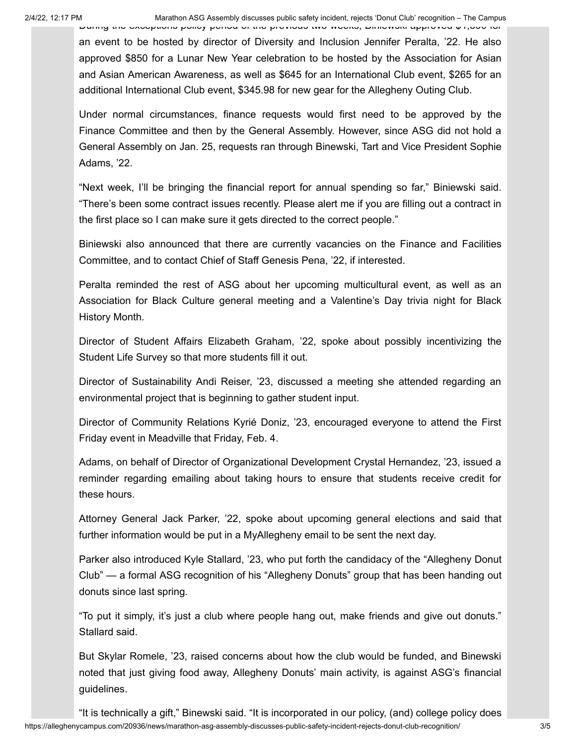During the exceptions policy period of the previous two weeks, Biniewski approved $1,500 for an event to be hosted by director of Diversity and Inclusion Jennifer Peralta, '22. He also approved $850 for a Lunar New Year celebration to be hosted by the Association for Asian and Asian American Awareness, as well as $645 for an International Club event, $265 for an additional International Club event, $345.98 for new gear for the Allegheny Outing Club.

Under normal circumstances, finance requests would first need to be approved by the Finance Committee and then by the General Assembly. However, since ASG did not hold a General Assembly on Jan. 25, requests ran through Binewski, Tart and Vice President Sophie Adams, '22.

"Next week, I'll be bringing the financial report for annual spending so far," Biniewski said. "There's been some contract issues recently. Please alert me if you are filling out a contract in the first place so I can make sure it gets directed to the correct people."

Biniewski also announced that there are currently vacancies on the Finance and Facilities Committee, and to contact Chief of Staff Genesis Pena, '22, if interested.

Peralta reminded the rest of ASG about her upcoming multicultural event, as well as an Association for Black Culture general meeting and a Valentine's Day trivia night for Black History Month.

Director of Student Affairs Elizabeth Graham, '22, spoke about possibly incentivizing the Student Life Survey so that more students fill it out.

Director of Sustainability Andi Reiser, '23, discussed a meeting she attended regarding an environmental project that is beginning to gather student input.

Director of Community Relations Kyrié Doniz, '23, encouraged everyone to attend the First Friday event in Meadville that Friday, Feb. 4.

Adams, on behalf of Director of Organizational Development Crystal Hernandez, '23, issued a reminder regarding emailing about taking hours to ensure that students receive credit for these hours.

Attorney General Jack Parker, '22, spoke about upcoming general elections and said that further information would be put in a MyAllegheny email to be sent the next day.

Parker also introduced Kyle Stallard, '23, who put forth the candidacy of the "Allegheny Donut Club" — a formal ASG recognition of his "Allegheny Donuts" group that has been handing out donuts since last spring.

"To put it simply, it's just a club where people hang out, make friends and give out donuts." Stallard said.

But Skylar Romele, '23, raised concerns about how the club would be funded, and Binewski noted that just giving food away, Allegheny Donuts' main activity, is against ASG's financial guidelines.

"It is technically a gift," Binewski said. "It is incorporated in our policy, (and) college policy does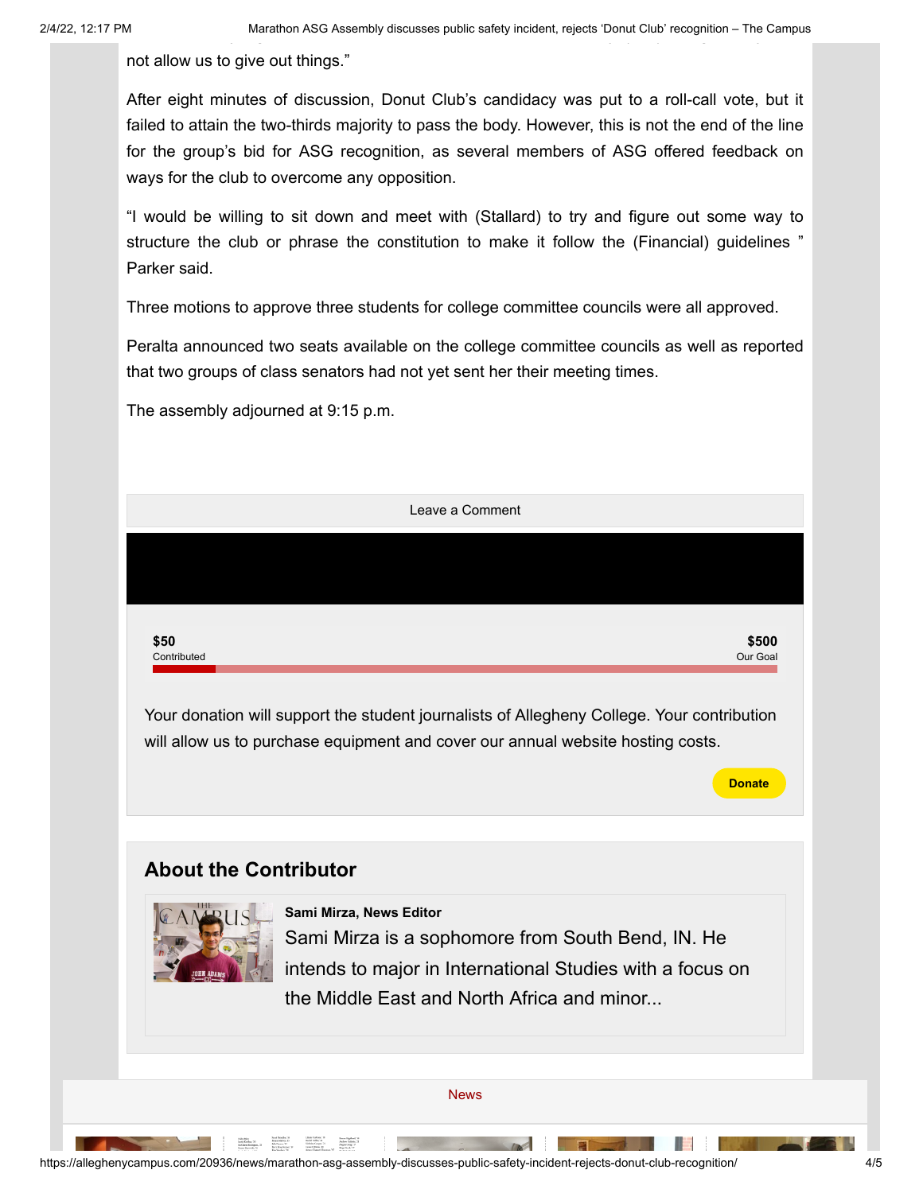not allow us to give out things."

After eight minutes of discussion, Donut Club's candidacy was put to a roll-call vote, but it failed to attain the two-thirds majority to pass the body. However, this is not the end of the line for the group's bid for ASG recognition, as several members of ASG offered feedback on ways for the club to overcome any opposition.

"I would be willing to sit down and meet with (Stallard) to try and figure out some way to structure the club or phrase the constitution to make it follow the (Financial) guidelines " Parker said.

Three motions to approve three students for college committee councils were all approved.

Peralta announced two seats available on the college committee councils as well as reported that two groups of class senators had not yet sent her their meeting times.

The assembly adjourned at 9:15 p.m.

Leave a Comment

**$50**
Contributed

**$500**
Our Goal

Your donation will support the student journalists of Allegheny College. Your contribution will allow us to purchase equipment and cover our annual website hosting costs.

**Donate**

## About the Contributor

**Sami Mirza, News Editor**

Sami Mirza is a sophomore from South Bend, IN. He intends to major in International Studies with a focus on the Middle East and North Africa and minor...

News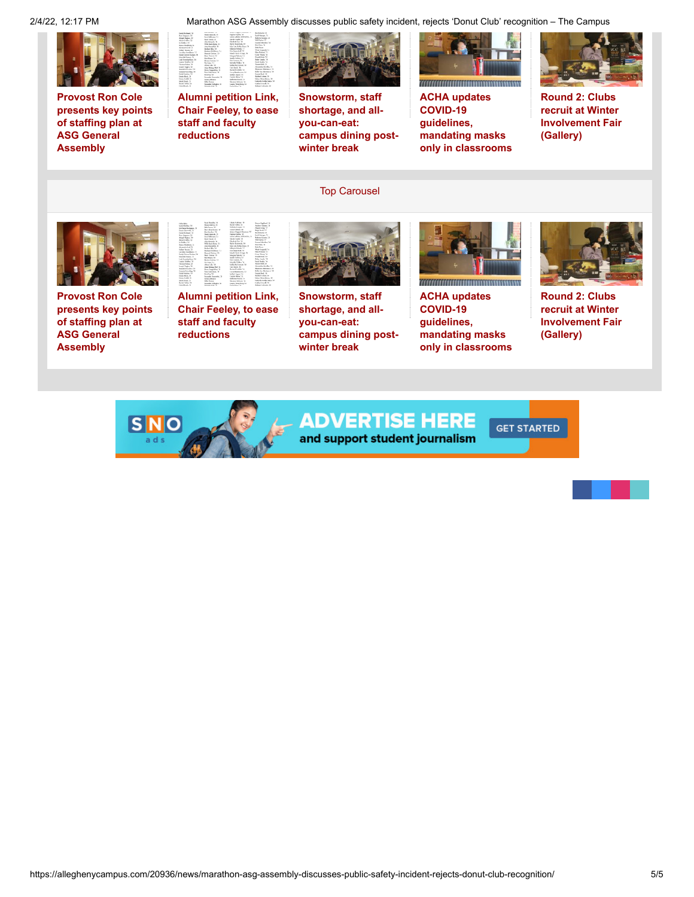**Provost Ron Cole presents key points of staffing plan at ASG General Assembly**

**Alumni petition Link, Chair Feeley, to ease staff and faculty reductions**

**Snowstorm, staff shortage, and all-you-can-eat: campus dining post-winter break**

**ACHA updates COVID-19 guidelines, mandating masks only in classrooms**

**Round 2: Clubs recruit at Winter Involvement Fair (Gallery)**

Top Carousel

**Provost Ron Cole presents key points of staffing plan at ASG General Assembly**

**Alumni petition Link, Chair Feeley, to ease staff and faculty reductions**

**Snowstorm, staff shortage, and all-you-can-eat: campus dining post-winter break**

**ACHA updates COVID-19 guidelines, mandating masks only in classrooms**

**Round 2: Clubs recruit at Winter Involvement Fair (Gallery)**

SNO ads — ADVERTISE HERE and support student journalism — GET STARTED